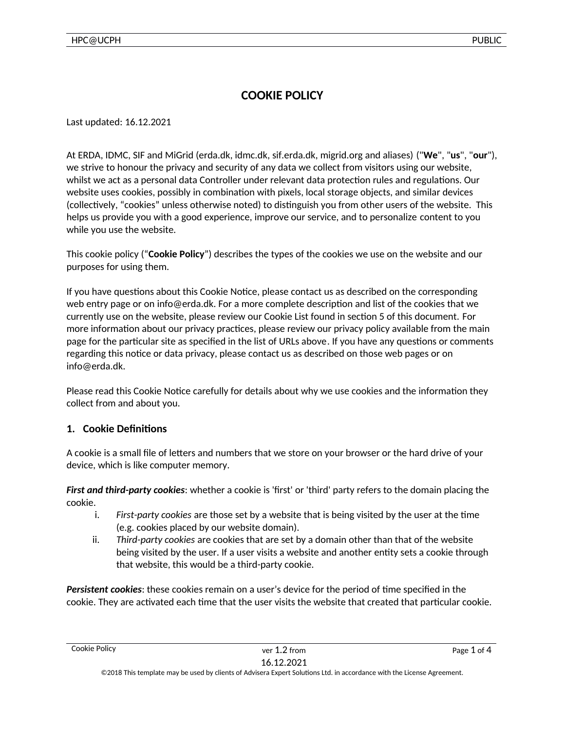# COOKIE POLICY

Last updated: 16.12.2021

At ERDA, IDMC, SIF and MiGrid (erda.dk, idmc.dk, sif.erda.dk, migrid.org and aliases) ("**We**", "**us**", "**our**"), we strive to honour the privacy and security of any data we collect from visitors using our website, whilst we act as a personal data Controller under relevant data protection rules and regulations. Our website uses cookies, possibly in combination with pixels, local storage objects, and similar devices (collectively, "cookies" unless otherwise noted) to distinguish you from other users of the website. This helps us provide you with a good experience, improve our service, and to personalize content to you while you use the website.

This cookie policy ("**Cookie Policy**") describes the types of the cookies we use on the website and our purposes for using them.

If you have questions about this Cookie Notice, please contact us as described on the corresponding web entry page or on info@erda.dk. For a more complete description and list of the cookies that we currently use on the website, please review our Cookie List found in section 5 of this document. For more information about our privacy practices, please review our privacy policy available from the main page for the particular site as specified in the list of URLs above. If you have any questions or comments regarding this notice or data privacy, please contact us as described on those web pages or on info@erda.dk.

Please read this Cookie Notice carefully for details about why we use cookies and the information they collect from and about you.

## 1. Cookie Definitions

A cookie is a small file of letters and numbers that we store on your browser or the hard drive of your device, which is like computer memory.

***First and third-party cookies***: whether a cookie is 'first' or 'third' party refers to the domain placing the cookie.

i. *First-party cookies* are those set by a website that is being visited by the user at the time (e.g. cookies placed by our website domain).

ii. *Third-party cookies* are cookies that are set by a domain other than that of the website being visited by the user. If a user visits a website and another entity sets a cookie through that website, this would be a third-party cookie.

***Persistent cookies***: these cookies remain on a user's device for the period of time specified in the cookie. They are activated each time that the user visits the website that created that particular cookie.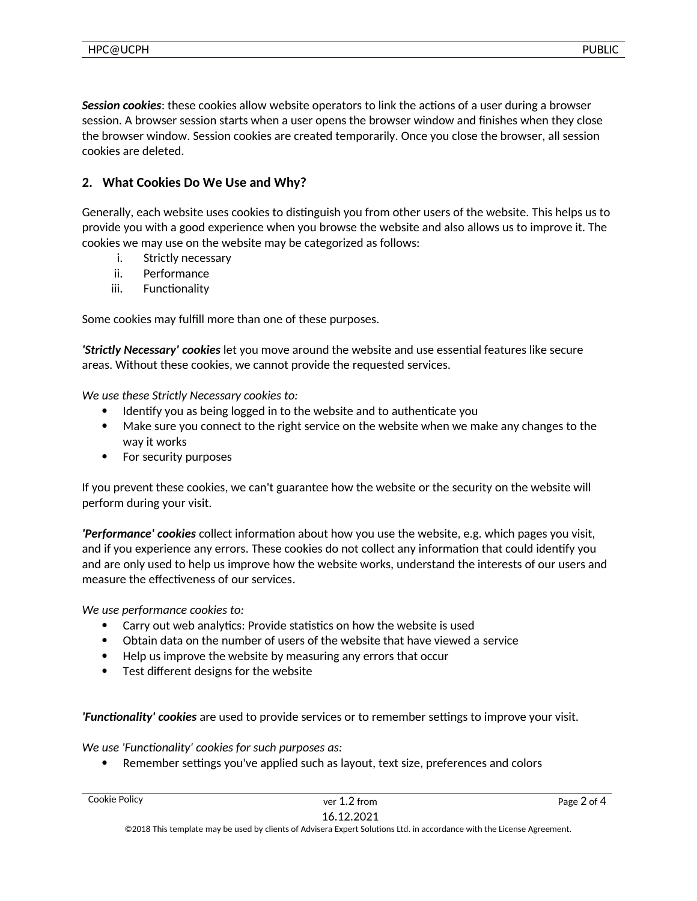***Session cookies***: these cookies allow website operators to link the actions of a user during a browser session. A browser session starts when a user opens the browser window and finishes when they close the browser window. Session cookies are created temporarily. Once you close the browser, all session cookies are deleted.

## 2. What Cookies Do We Use and Why?

Generally, each website uses cookies to distinguish you from other users of the website. This helps us to provide you with a good experience when you browse the website and also allows us to improve it. The cookies we may use on the website may be categorized as follows:

i. Strictly necessary
ii. Performance
iii. Functionality

Some cookies may fulfill more than one of these purposes.

***'Strictly Necessary' cookies*** let you move around the website and use essential features like secure areas. Without these cookies, we cannot provide the requested services.

*We use these Strictly Necessary cookies to:*

- Identify you as being logged in to the website and to authenticate you
- Make sure you connect to the right service on the website when we make any changes to the way it works
- For security purposes

If you prevent these cookies, we can't guarantee how the website or the security on the website will perform during your visit.

***'Performance' cookies*** collect information about how you use the website, e.g. which pages you visit, and if you experience any errors. These cookies do not collect any information that could identify you and are only used to help us improve how the website works, understand the interests of our users and measure the effectiveness of our services.

*We use performance cookies to:*

- Carry out web analytics: Provide statistics on how the website is used
- Obtain data on the number of users of the website that have viewed a service
- Help us improve the website by measuring any errors that occur
- Test different designs for the website

***'Functionality' cookies*** are used to provide services or to remember settings to improve your visit.

*We use 'Functionality' cookies for such purposes as:*

- Remember settings you've applied such as layout, text size, preferences and colors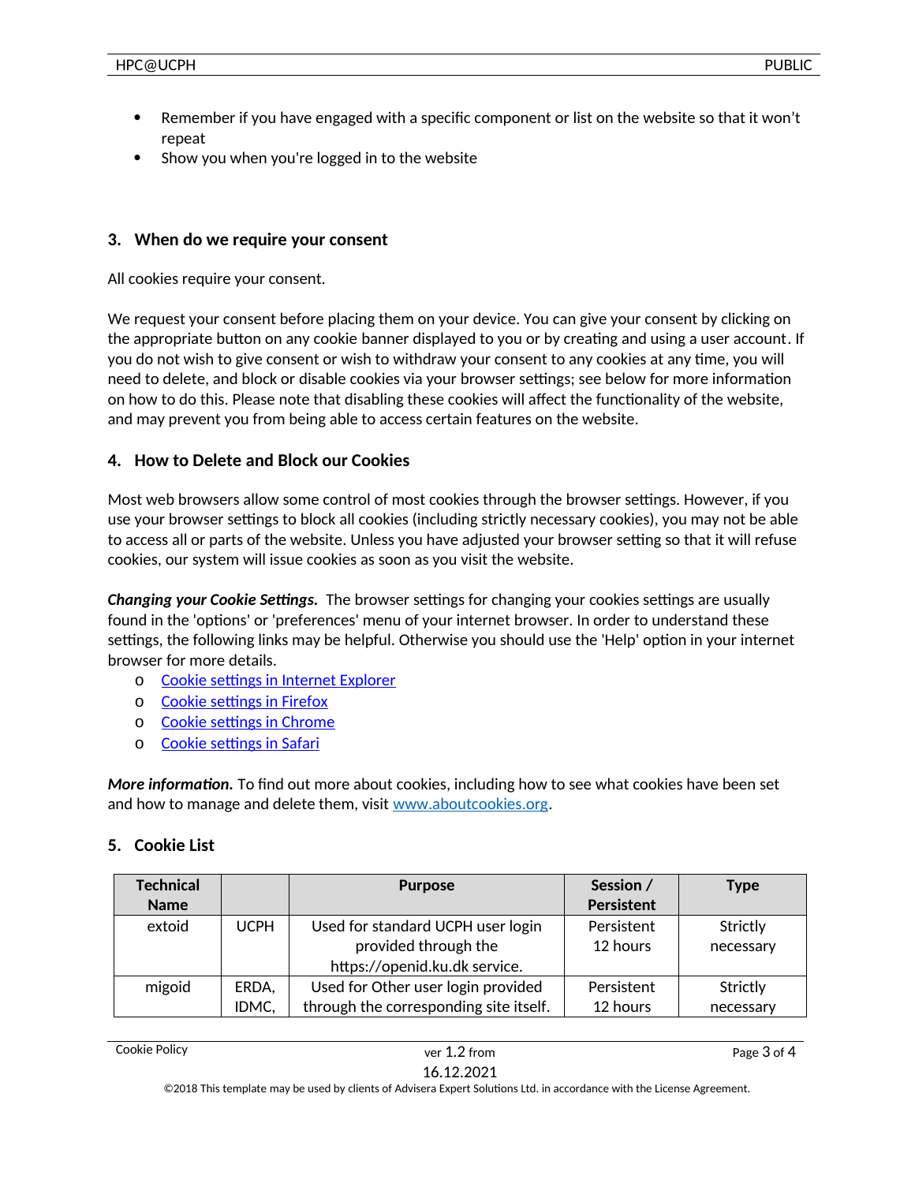- Remember if you have engaged with a specific component or list on the website so that it won't repeat
- Show you when you're logged in to the website

## 3. When do we require your consent

All cookies require your consent.

We request your consent before placing them on your device. You can give your consent by clicking on the appropriate button on any cookie banner displayed to you or by creating and using a user account. If you do not wish to give consent or wish to withdraw your consent to any cookies at any time, you will need to delete, and block or disable cookies via your browser settings; see below for more information on how to do this. Please note that disabling these cookies will affect the functionality of the website, and may prevent you from being able to access certain features on the website.

## 4. How to Delete and Block our Cookies

Most web browsers allow some control of most cookies through the browser settings. However, if you use your browser settings to block all cookies (including strictly necessary cookies), you may not be able to access all or parts of the website. Unless you have adjusted your browser setting so that it will refuse cookies, our system will issue cookies as soon as you visit the website.

***Changing your Cookie Settings.*** The browser settings for changing your cookies settings are usually found in the 'options' or 'preferences' menu of your internet browser. In order to understand these settings, the following links may be helpful. Otherwise you should use the 'Help' option in your internet browser for more details.

- Cookie settings in Internet Explorer
- Cookie settings in Firefox
- Cookie settings in Chrome
- Cookie settings in Safari

***More information.*** To find out more about cookies, including how to see what cookies have been set and how to manage and delete them, visit www.aboutcookies.org.

## 5. Cookie List

| Technical Name | | Purpose | Session / Persistent | Type |
|---|---|---|---|---|
| extoid | UCPH | Used for standard UCPH user login provided through the https://openid.ku.dk service. | Persistent 12 hours | Strictly necessary |
| migoid | ERDA, IDMC, | Used for Other user login provided through the corresponding site itself. | Persistent 12 hours | Strictly necessary |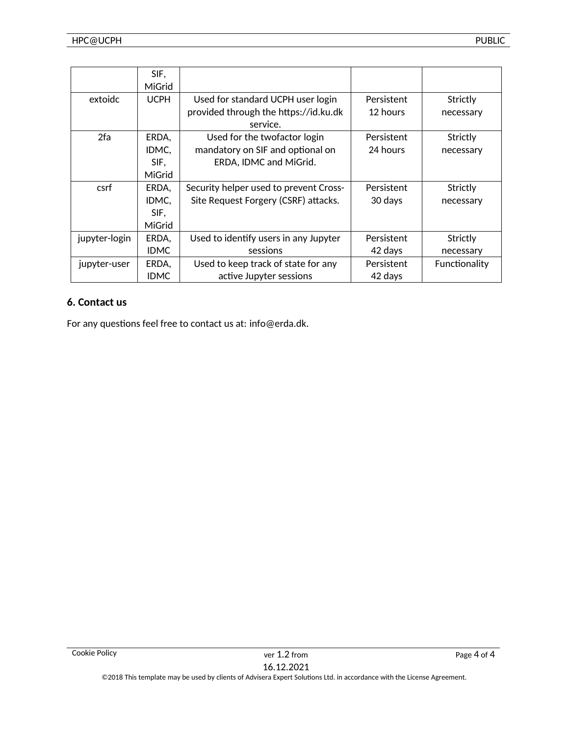| | | | | |
|---|---|---|---|---|
| | SIF, MiGrid | | | |
| extoidc | UCPH | Used for standard UCPH user login provided through the https://id.ku.dk service. | Persistent 12 hours | Strictly necessary |
| 2fa | ERDA, IDMC, SIF, MiGrid | Used for the twofactor login mandatory on SIF and optional on ERDA, IDMC and MiGrid. | Persistent 24 hours | Strictly necessary |
| csrf | ERDA, IDMC, SIF, MiGrid | Security helper used to prevent Cross-Site Request Forgery (CSRF) attacks. | Persistent 30 days | Strictly necessary |
| jupyter-login | ERDA, IDMC | Used to identify users in any Jupyter sessions | Persistent 42 days | Strictly necessary |
| jupyter-user | ERDA, IDMC | Used to keep track of state for any active Jupyter sessions | Persistent 42 days | Functionality |

### 6. Contact us

For any questions feel free to contact us at: info@erda.dk.